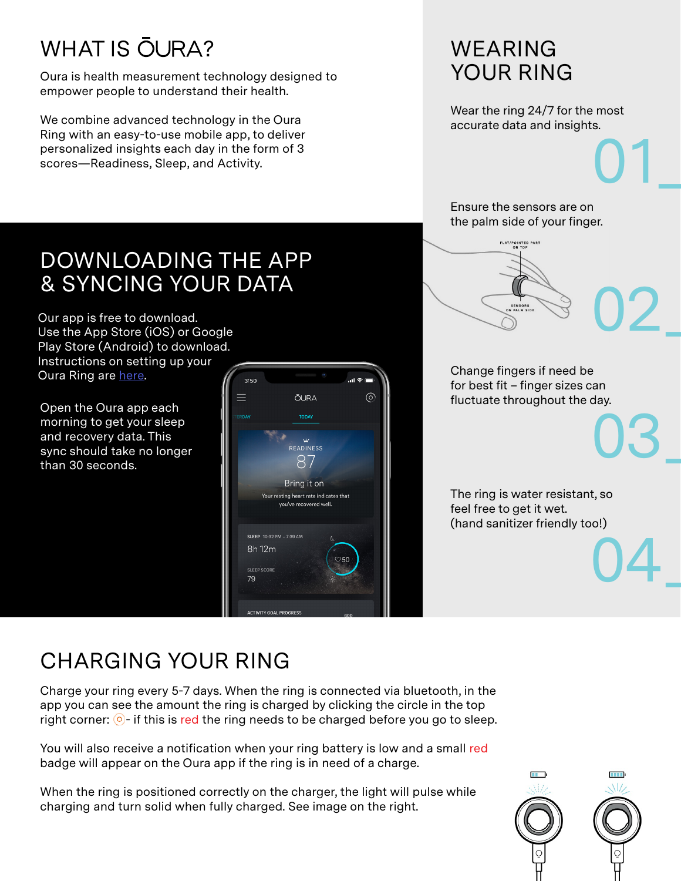# WHAT IS ŌURA?

Oura is health measurement technology designed to empower people to understand their health.

We combine advanced technology in the Oura Ring with an easy-to-use mobile app, to deliver personalized insights each day in the form of 3 scores—Readiness, Sleep, and Activity.

# DOWNLOADING THE APP & SYNCING YOUR DATA

Our app is free to download. Use the App Store (iOS) or Google Play Store (Android) to download. Instructions on setting up your Oura Ring are here.

Open the Oura app each morning to get your sleep and recovery data. This sync should take no longer than 30 seconds.

# WEARING YOUR RING

Wear the ring 24/7 for the most accurate data and insights.

**01_**

Ensure the sensors are on the palm side of your finger.

**02_**

Change fingers if need be for best fit – finger sizes can fluctuate throughout the day.

**03_**

The ring is water resistant, so feel free to get it wet. (hand sanitizer friendly too!)

**04_**

# CHARGING YOUR RING

Charge your ring every 5-7 days. When the ring is connected via bluetooth, in the app you can see the amount the ring is charged by clicking the circle in the top right corner: - if this is red the ring needs to be charged before you go to sleep.

You will also receive a notification when your ring battery is low and a small red badge will appear on the Oura app if the ring is in need of a charge.

When the ring is positioned correctly on the charger, the light will pulse while charging and turn solid when fully charged. See image on the right.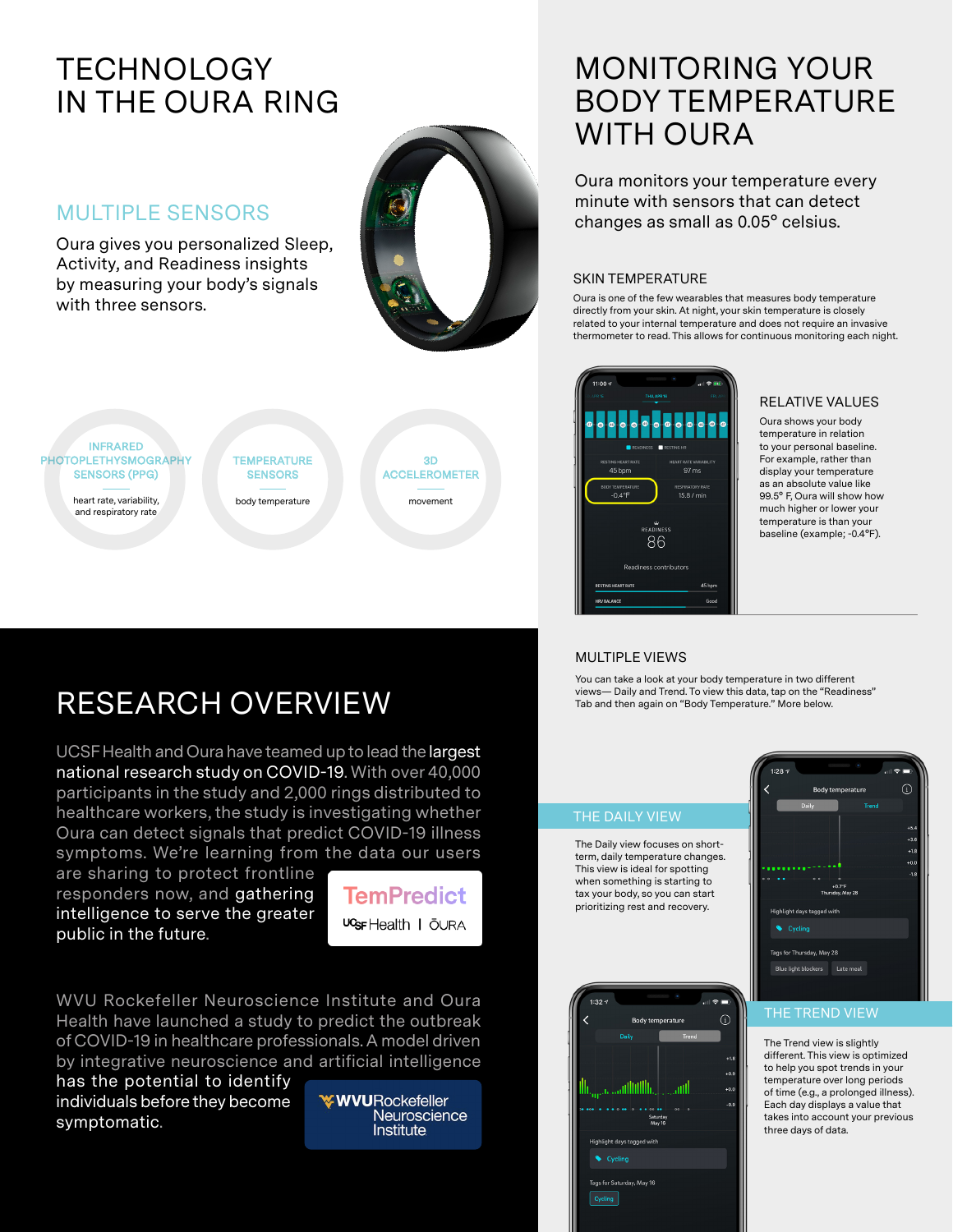# TECHNOLOGY IN THE OURA RING

## MULTIPLE SENSORS

Oura gives you personalized Sleep, Activity, and Readiness insights by measuring your body's signals with three sensors.

**INFRARED PHOTOPLETHYSMOGRAPHY SENSORS (PPG)**
heart rate, variability, and respiratory rate

**TEMPERATURE SENSORS**
body temperature

**3D ACCELEROMETER**
movement

# RESEARCH OVERVIEW

UCSF Health and Oura have teamed up to lead the largest national research study on COVID-19. With over 40,000 participants in the study and 2,000 rings distributed to healthcare workers, the study is investigating whether Oura can detect signals that predict COVID-19 illness symptoms. We're learning from the data our users are sharing to protect frontline responders now, and gathering intelligence to serve the greater public in the future.

TemPredict
UCSF Health | ŌURA

WVU Rockefeller Neuroscience Institute and Oura Health have launched a study to predict the outbreak of COVID-19 in healthcare professionals. A model driven by integrative neuroscience and artificial intelligence has the potential to identify individuals before they become symptomatic.

WVU Rockefeller Neuroscience Institute

# MONITORING YOUR BODY TEMPERATURE WITH OURA

Oura monitors your temperature every minute with sensors that can detect changes as small as 0.05° celsius.

## SKIN TEMPERATURE

Oura is one of the few wearables that measures body temperature directly from your skin. At night, your skin temperature is closely related to your internal temperature and does not require an invasive thermometer to read. This allows for continuous monitoring each night.

## RELATIVE VALUES

Oura shows your body temperature in relation to your personal baseline. For example, rather than display your temperature as an absolute value like 99.5° F, Oura will show how much higher or lower your temperature is than your baseline (example; -0.4°F).

## MULTIPLE VIEWS

You can take a look at your body temperature in two different views— Daily and Trend. To view this data, tap on the "Readiness" Tab and then again on "Body Temperature." More below.

## THE DAILY VIEW

The Daily view focuses on short-term, daily temperature changes. This view is ideal for spotting when something is starting to tax your body, so you can start prioritizing rest and recovery.

## THE TREND VIEW

The Trend view is slightly different. This view is optimized to help you spot trends in your temperature over long periods of time (e.g., a prolonged illness). Each day displays a value that takes into account your previous three days of data.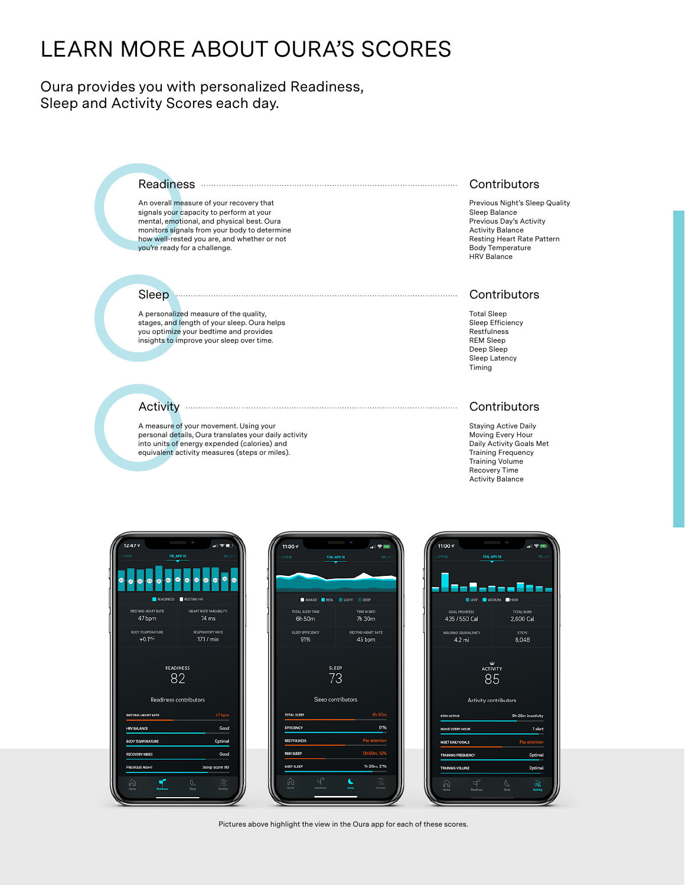# LEARN MORE ABOUT OURA'S SCORES

Oura provides you with personalized Readiness, Sleep and Activity Scores each day.

## Readiness

An overall measure of your recovery that signals your capacity to perform at your mental, emotional, and physical best. Oura monitors signals from your body to determine how well-rested you are, and whether or not you're ready for a challenge.

### Contributors

Previous Night's Sleep Quality
Sleep Balance
Previous Day's Activity
Activity Balance
Resting Heart Rate Pattern
Body Temperature
HRV Balance

## Sleep

A personalized measure of the quality, stages, and length of your sleep. Oura helps you optimize your bedtime and provides insights to improve your sleep over time.

### Contributors

Total Sleep
Sleep Efficiency
Restfulness
REM Sleep
Deep Sleep
Sleep Latency
Timing

## Activity

A measure of your movement. Using your personal details, Oura translates your daily activity into units of energy expended (calories) and equivalent activity measures (steps or miles).

### Contributors

Staying Active Daily
Moving Every Hour
Daily Activity Goals Met
Training Frequency
Training Volume
Recovery Time
Activity Balance

Pictures above highlight the view in the Oura app for each of these scores.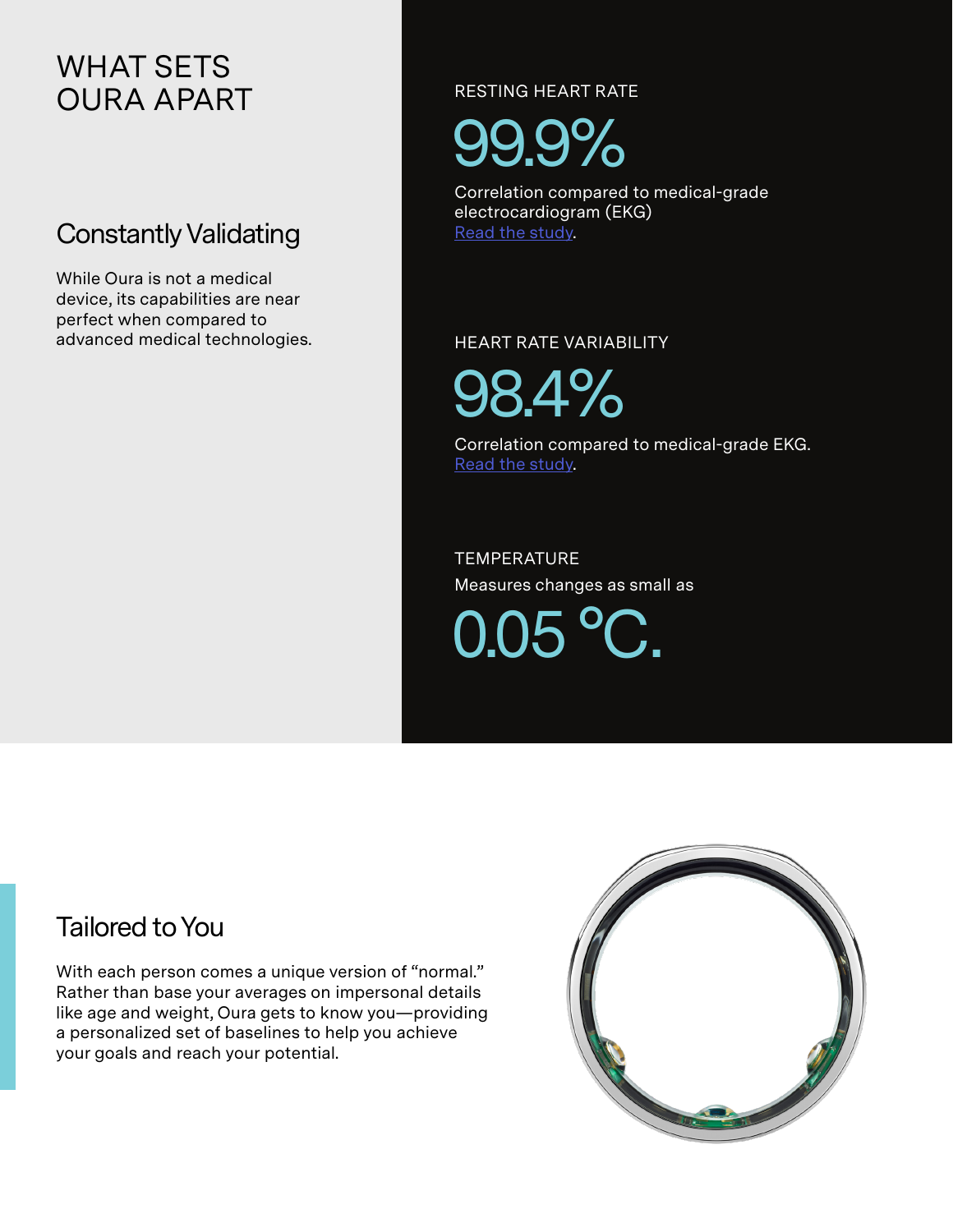# WHAT SETS OURA APART

## Constantly Validating

While Oura is not a medical device, its capabilities are near perfect when compared to advanced medical technologies.

RESTING HEART RATE

**99.9%**

Correlation compared to medical-grade electrocardiogram (EKG)
Read the study.

HEART RATE VARIABILITY

**98.4%**

Correlation compared to medical-grade EKG.
Read the study.

TEMPERATURE

Measures changes as small as

**0.05 °C.**

## Tailored to You

With each person comes a unique version of "normal." Rather than base your averages on impersonal details like age and weight, Oura gets to know you—providing a personalized set of baselines to help you achieve your goals and reach your potential.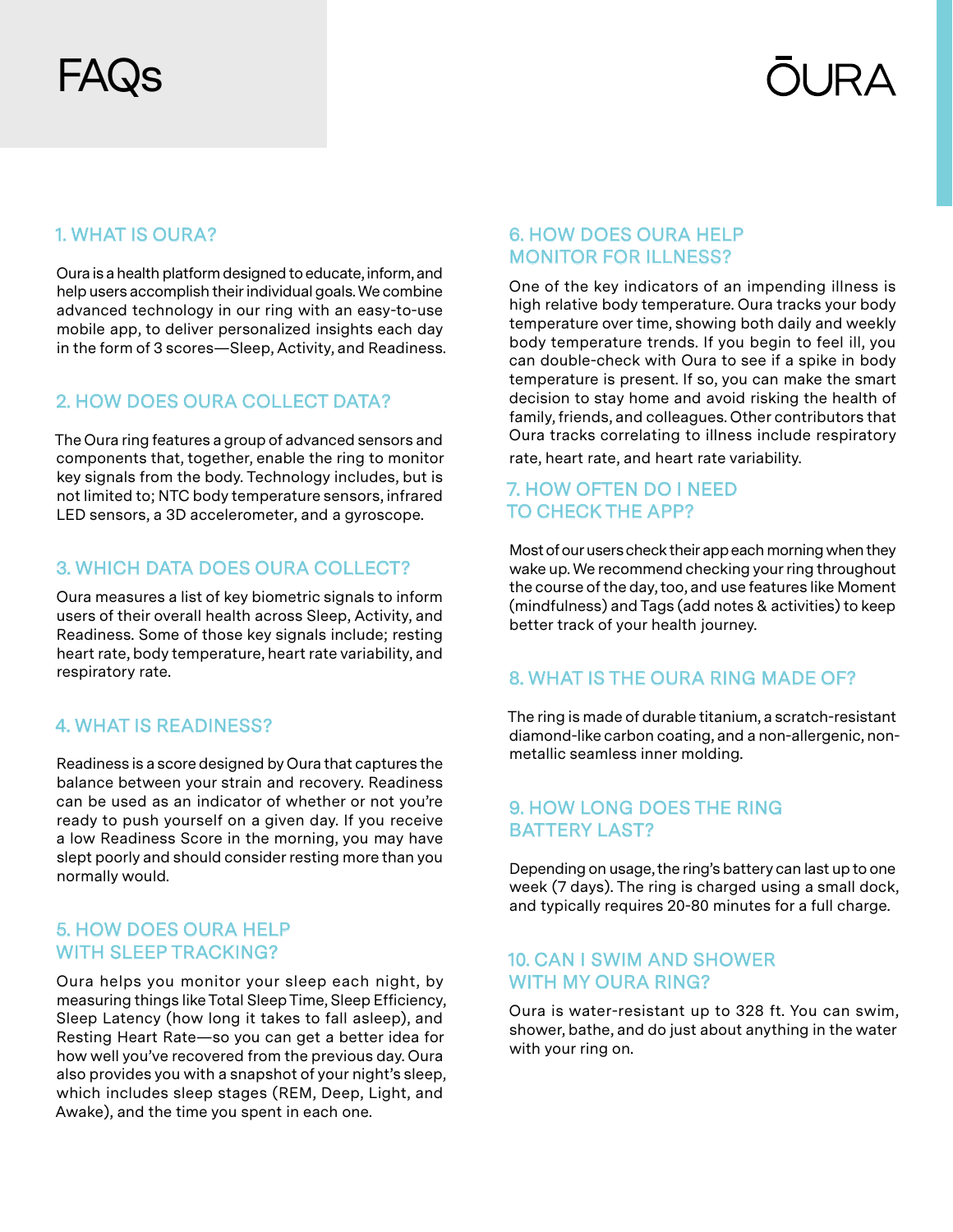# FAQs

ŌURA

## 1. WHAT IS OURA?

Oura is a health platform designed to educate, inform, and help users accomplish their individual goals. We combine advanced technology in our ring with an easy-to-use mobile app, to deliver personalized insights each day in the form of 3 scores—Sleep, Activity, and Readiness.

## 2. HOW DOES OURA COLLECT DATA?

The Oura ring features a group of advanced sensors and components that, together, enable the ring to monitor key signals from the body. Technology includes, but is not limited to; NTC body temperature sensors, infrared LED sensors, a 3D accelerometer, and a gyroscope.

## 3. WHICH DATA DOES OURA COLLECT?

Oura measures a list of key biometric signals to inform users of their overall health across Sleep, Activity, and Readiness. Some of those key signals include; resting heart rate, body temperature, heart rate variability, and respiratory rate.

## 4. WHAT IS READINESS?

Readiness is a score designed by Oura that captures the balance between your strain and recovery. Readiness can be used as an indicator of whether or not you're ready to push yourself on a given day. If you receive a low Readiness Score in the morning, you may have slept poorly and should consider resting more than you normally would.

## 5. HOW DOES OURA HELP WITH SLEEP TRACKING?

Oura helps you monitor your sleep each night, by measuring things like Total Sleep Time, Sleep Efficiency, Sleep Latency (how long it takes to fall asleep), and Resting Heart Rate—so you can get a better idea for how well you've recovered from the previous day. Oura also provides you with a snapshot of your night's sleep, which includes sleep stages (REM, Deep, Light, and Awake), and the time you spent in each one.

## 6. HOW DOES OURA HELP MONITOR FOR ILLNESS?

One of the key indicators of an impending illness is high relative body temperature. Oura tracks your body temperature over time, showing both daily and weekly body temperature trends. If you begin to feel ill, you can double-check with Oura to see if a spike in body temperature is present. If so, you can make the smart decision to stay home and avoid risking the health of family, friends, and colleagues. Other contributors that Oura tracks correlating to illness include respiratory rate, heart rate, and heart rate variability.

## 7. HOW OFTEN DO I NEED TO CHECK THE APP?

Most of our users check their app each morning when they wake up. We recommend checking your ring throughout the course of the day, too, and use features like Moment (mindfulness) and Tags (add notes & activities) to keep better track of your health journey.

## 8. WHAT IS THE OURA RING MADE OF?

The ring is made of durable titanium, a scratch-resistant diamond-like carbon coating, and a non-allergenic, non-metallic seamless inner molding.

## 9. HOW LONG DOES THE RING BATTERY LAST?

Depending on usage, the ring's battery can last up to one week (7 days). The ring is charged using a small dock, and typically requires 20-80 minutes for a full charge.

## 10. CAN I SWIM AND SHOWER WITH MY OURA RING?

Oura is water-resistant up to 328 ft. You can swim, shower, bathe, and do just about anything in the water with your ring on.